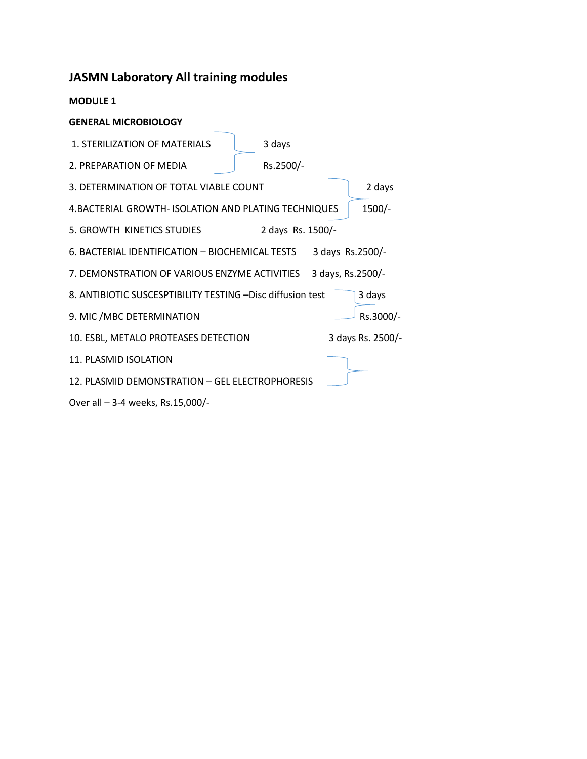# JASMN Laboratory All training modules

**MODULE 1**

**GENERAL MICROBIOLOGY**

| Topic | Duration / Fee |
|---|---|
| 1. STERILIZATION OF MATERIALS | 3 days |
| 2. PREPARATION OF MEDIA | Rs.2500/- |
| 3. DETERMINATION OF TOTAL VIABLE COUNT | 2 days |
| 4.BACTERIAL GROWTH- ISOLATION AND PLATING TECHNIQUES | 1500/- |
| 5. GROWTH KINETICS STUDIES | 2 days Rs. 1500/- |
| 6. BACTERIAL IDENTIFICATION – BIOCHEMICAL TESTS | 3 days Rs.2500/- |
| 7. DEMONSTRATION OF VARIOUS ENZYME ACTIVITIES | 3 days, Rs.2500/- |
| 8. ANTIBIOTIC SUSCESPTIBILITY TESTING –Disc diffusion test | 3 days |
| 9. MIC /MBC DETERMINATION | Rs.3000/- |
| 10. ESBL, METALO PROTEASES DETECTION | 3 days Rs. 2500/- |
| 11. PLASMID ISOLATION | |
| 12. PLASMID DEMONSTRATION – GEL ELECTROPHORESIS | |

Over all – 3-4 weeks, Rs.15,000/-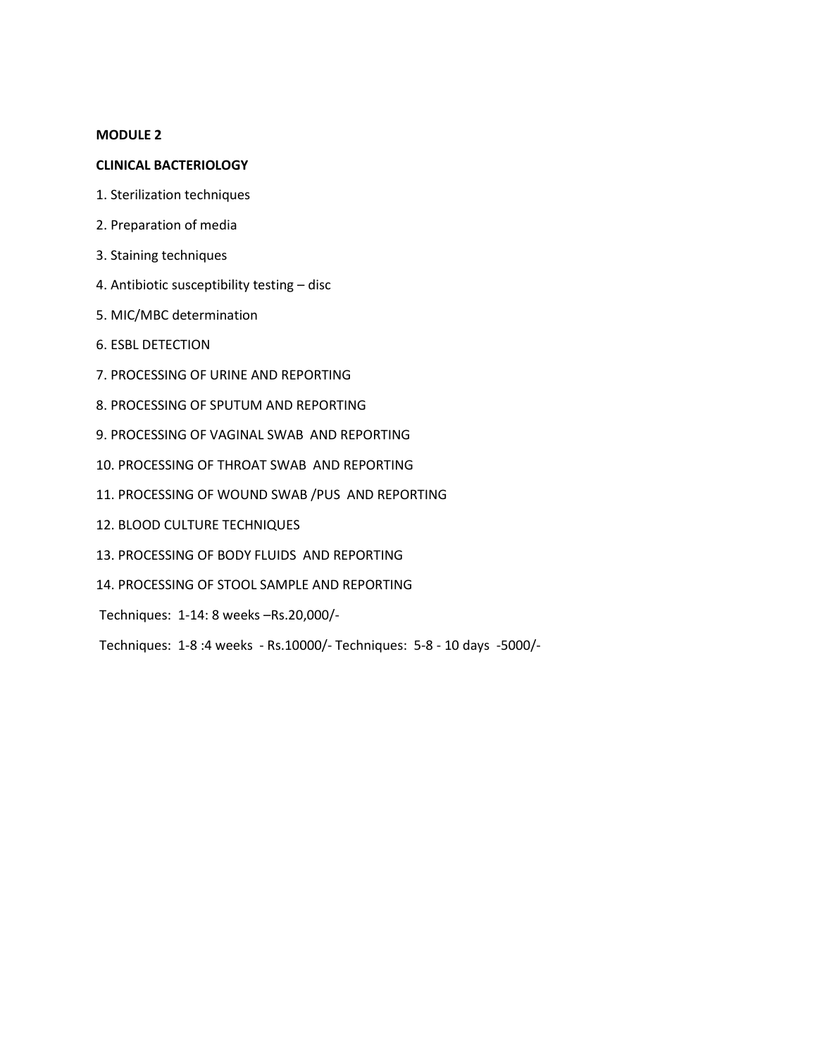**MODULE 2**

**CLINICAL BACTERIOLOGY**

1. Sterilization techniques
2. Preparation of media
3. Staining techniques
4. Antibiotic susceptibility testing – disc
5. MIC/MBC determination
6. ESBL DETECTION
7. PROCESSING OF URINE AND REPORTING
8. PROCESSING OF SPUTUM AND REPORTING
9. PROCESSING OF VAGINAL SWAB AND REPORTING
10. PROCESSING OF THROAT SWAB AND REPORTING
11. PROCESSING OF WOUND SWAB /PUS AND REPORTING
12. BLOOD CULTURE TECHNIQUES
13. PROCESSING OF BODY FLUIDS AND REPORTING
14. PROCESSING OF STOOL SAMPLE AND REPORTING

Techniques: 1-14: 8 weeks –Rs.20,000/-

Techniques: 1-8 :4 weeks - Rs.10000/- Techniques: 5-8 - 10 days -5000/-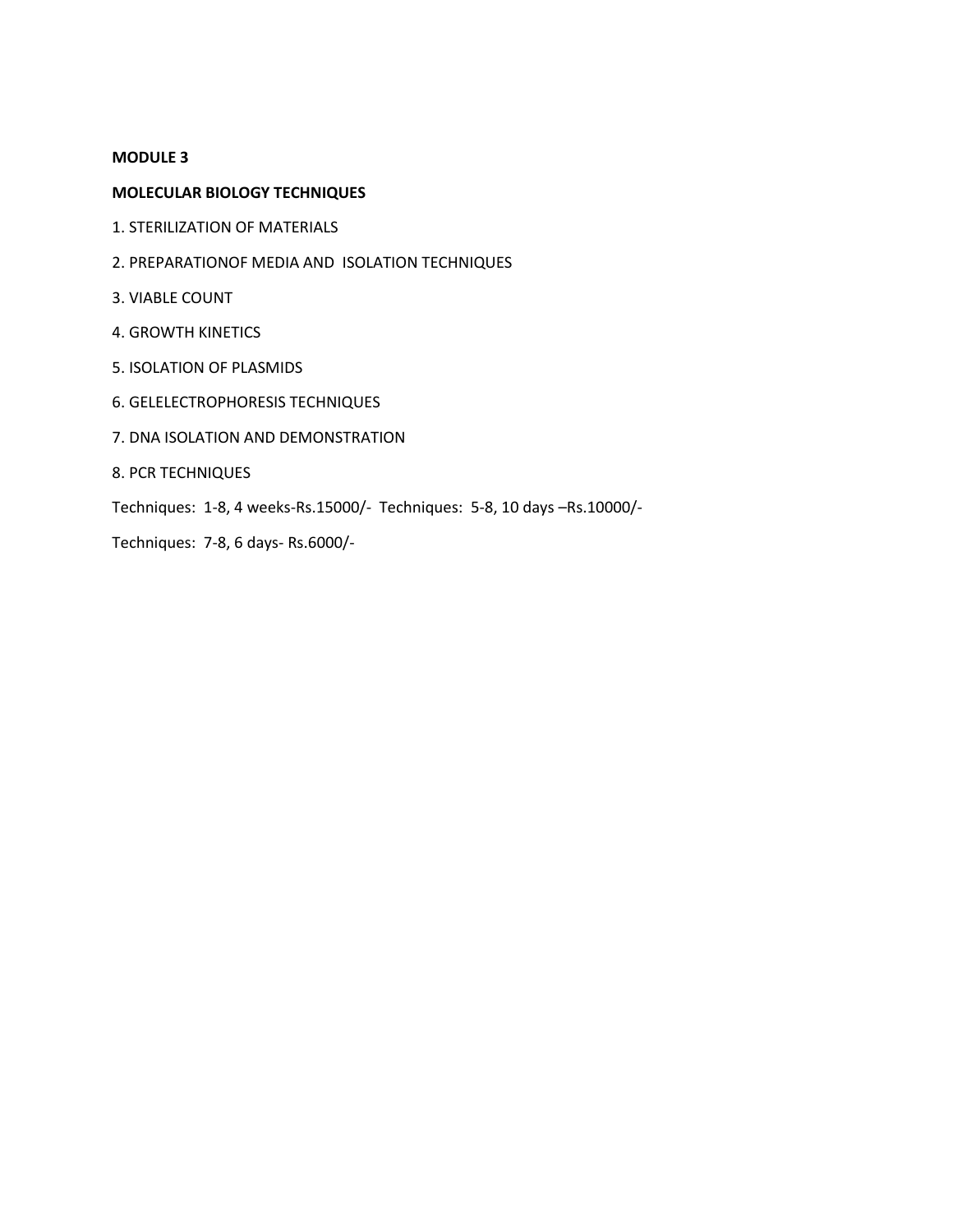**MODULE 3**

**MOLECULAR BIOLOGY TECHNIQUES**

1. STERILIZATION OF MATERIALS
2. PREPARATIONOF MEDIA AND ISOLATION TECHNIQUES
3. VIABLE COUNT
4. GROWTH KINETICS
5. ISOLATION OF PLASMIDS
6. GELELECTROPHORESIS TECHNIQUES
7. DNA ISOLATION AND DEMONSTRATION
8. PCR TECHNIQUES

Techniques: 1-8, 4 weeks-Rs.15000/- Techniques: 5-8, 10 days –Rs.10000/-

Techniques: 7-8, 6 days- Rs.6000/-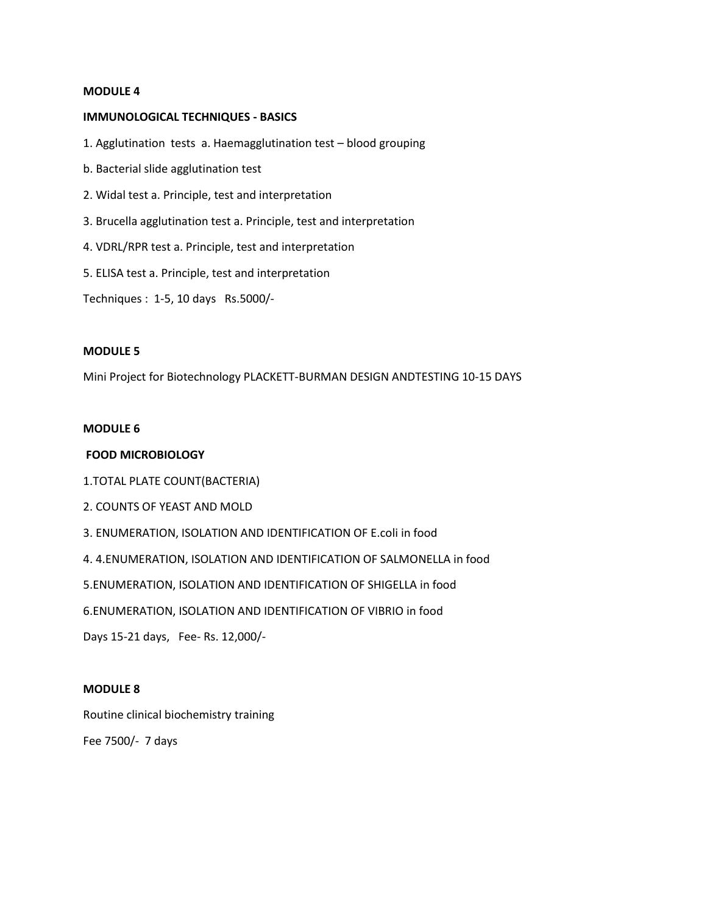**MODULE 4**

**IMMUNOLOGICAL TECHNIQUES - BASICS**

1. Agglutination tests a. Haemagglutination test – blood grouping

b. Bacterial slide agglutination test

2. Widal test a. Principle, test and interpretation

3. Brucella agglutination test a. Principle, test and interpretation

4. VDRL/RPR test a. Principle, test and interpretation

5. ELISA test a. Principle, test and interpretation

Techniques : 1-5, 10 days Rs.5000/-

**MODULE 5**

Mini Project for Biotechnology PLACKETT-BURMAN DESIGN ANDTESTING 10-15 DAYS

**MODULE 6**

**FOOD MICROBIOLOGY**

1.TOTAL PLATE COUNT(BACTERIA)

2. COUNTS OF YEAST AND MOLD

3. ENUMERATION, ISOLATION AND IDENTIFICATION OF E.coli in food

4. 4.ENUMERATION, ISOLATION AND IDENTIFICATION OF SALMONELLA in food

5.ENUMERATION, ISOLATION AND IDENTIFICATION OF SHIGELLA in food

6.ENUMERATION, ISOLATION AND IDENTIFICATION OF VIBRIO in food

Days 15-21 days, Fee- Rs. 12,000/-

**MODULE 8**

Routine clinical biochemistry training

Fee 7500/- 7 days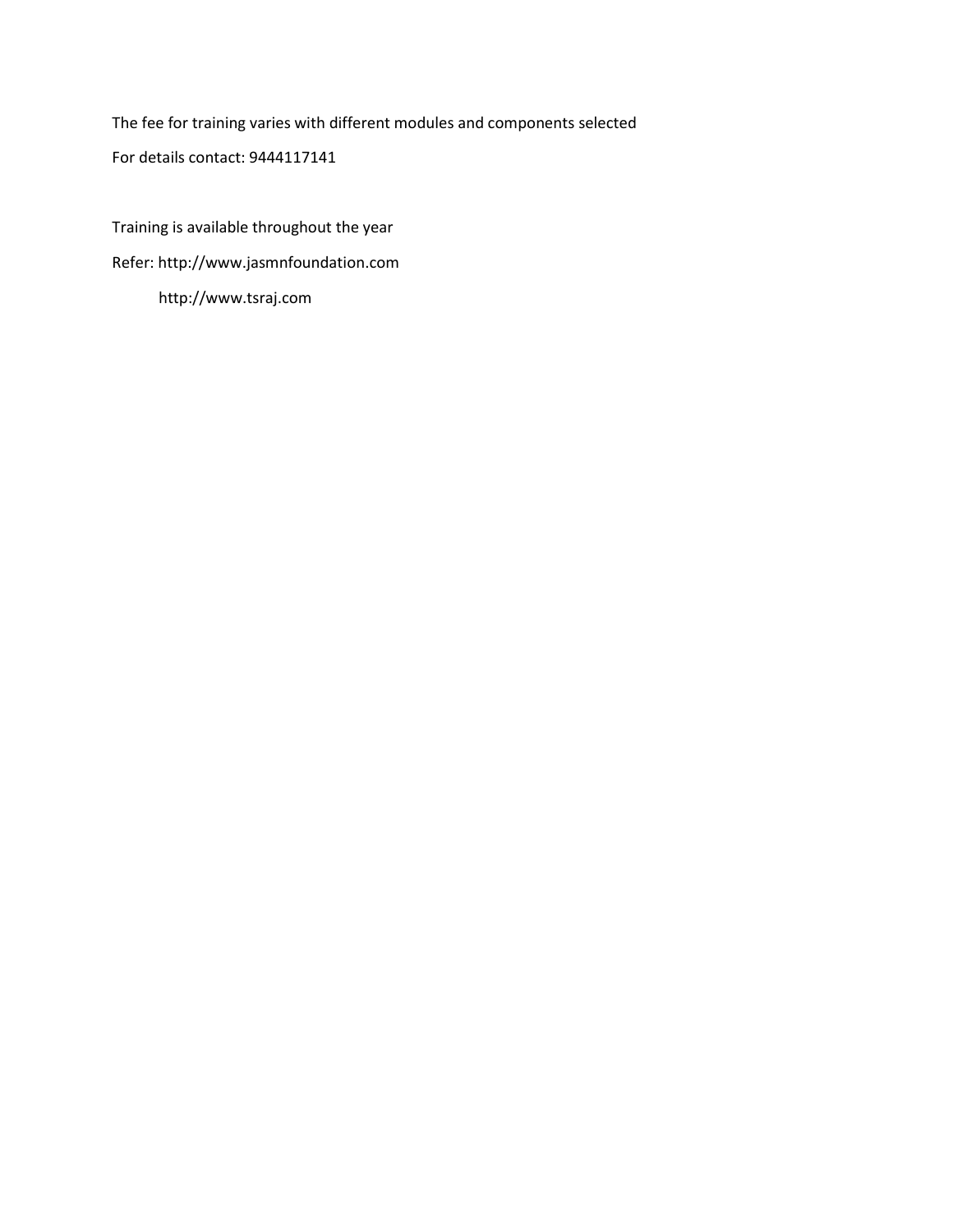The fee for training varies with different modules and components selected

For details contact: 9444117141

Training is available throughout the year

Refer: http://www.jasmnfoundation.com

http://www.tsraj.com